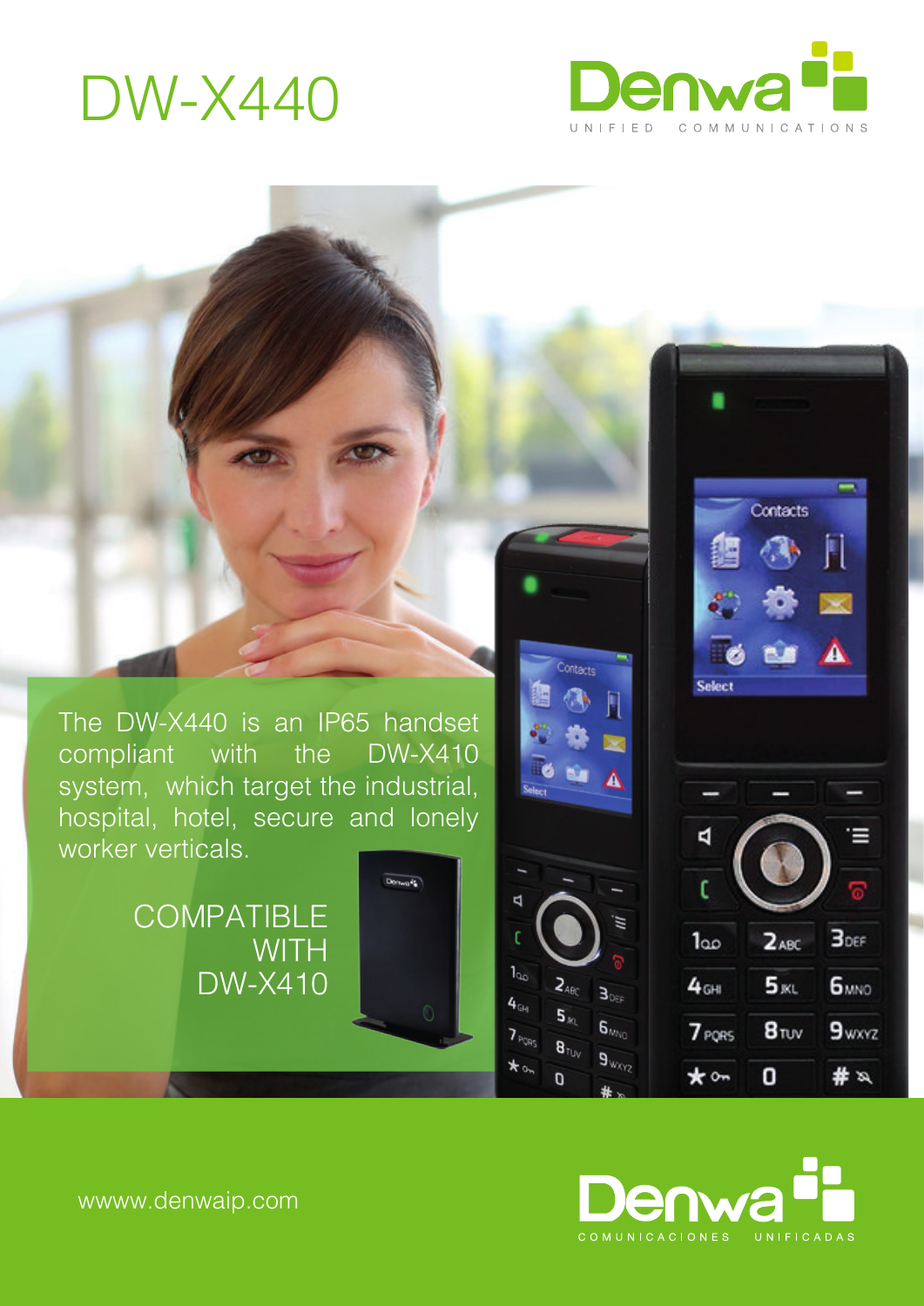# DW-X440

Denwa
UNIFIED COMMUNICATIONS

The DW-X440 is an IP65 handset compliant with the DW-X410 system, which target the industrial, hospital, hotel, secure and lonely worker verticals.

COMPATIBLE WITH DW-X410

wwww.denwaip.com

Denwa
COMUNICACIONES UNIFICADAS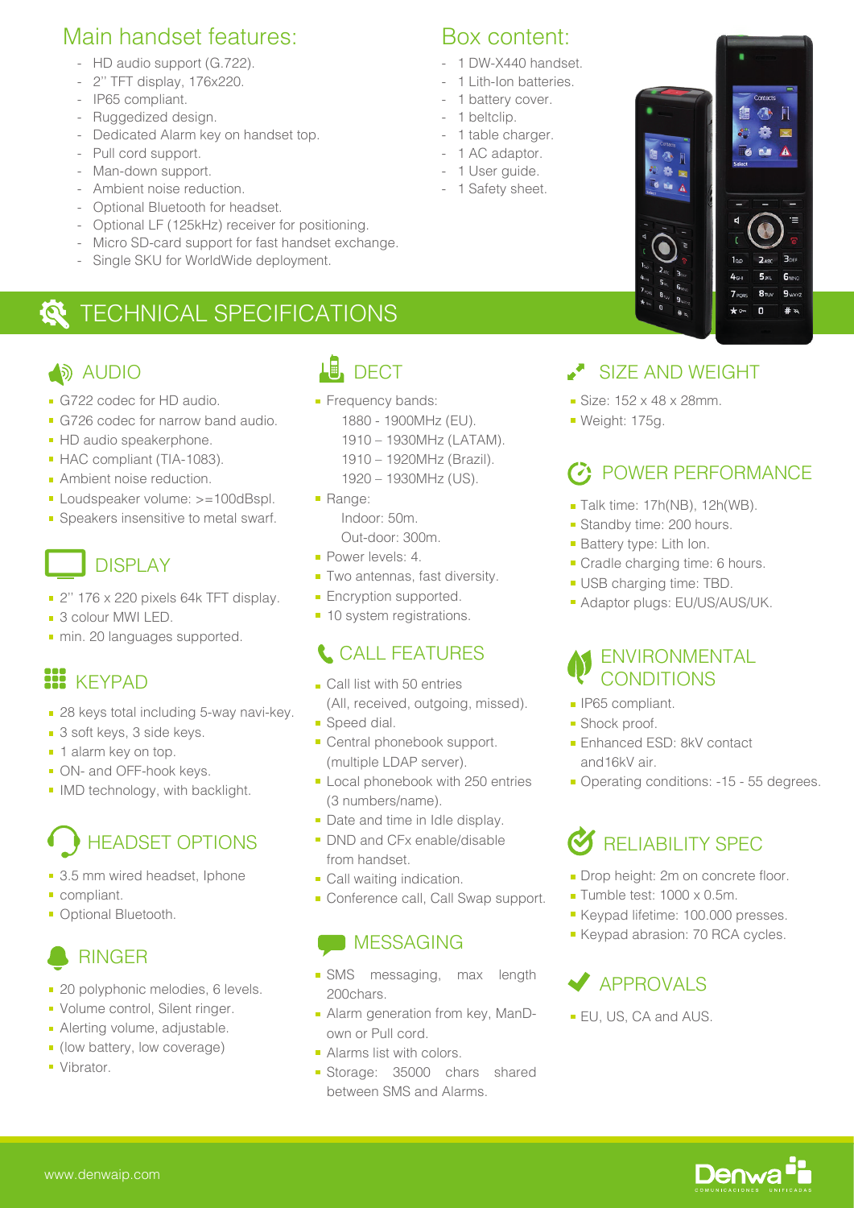## Main handset features:

- HD audio support (G.722).
- 2'' TFT display, 176x220.
- IP65 compliant.
- Ruggedized design.
- Dedicated Alarm key on handset top.
- Pull cord support.
- Man-down support.
- Ambient noise reduction.
- Optional Bluetooth for headset.
- Optional LF (125kHz) receiver for positioning.
- Micro SD-card support for fast handset exchange.
- Single SKU for WorldWide deployment.

## Box content:

- 1 DW-X440 handset.
- 1 Lith-Ion batteries.
- 1 battery cover.
- 1 beltclip.
- 1 table charger.
- 1 AC adaptor.
- 1 User guide.
- 1 Safety sheet.

# TECHNICAL SPECIFICATIONS

## AUDIO

- G722 codec for HD audio.
- G726 codec for narrow band audio.
- HD audio speakerphone.
- HAC compliant (TIA-1083).
- Ambient noise reduction.
- Loudspeaker volume: >=100dBspl.
- Speakers insensitive to metal swarf.

## DISPLAY

- 2'' 176 x 220 pixels 64k TFT display.
- 3 colour MWI LED.
- min. 20 languages supported.

## KEYPAD

- 28 keys total including 5-way navi-key.
- 3 soft keys, 3 side keys.
- 1 alarm key on top.
- ON- and OFF-hook keys.
- IMD technology, with backlight.

## HEADSET OPTIONS

- 3.5 mm wired headset, Iphone
- compliant.
- Optional Bluetooth.

## RINGER

- 20 polyphonic melodies, 6 levels.
- Volume control, Silent ringer.
- Alerting volume, adjustable.
- (low battery, low coverage)
- Vibrator.

## DECT

- Frequency bands:
  1880 - 1900MHz (EU).
  1910 – 1930MHz (LATAM).
  1910 – 1920MHz (Brazil).
  1920 – 1930MHz (US).
- Range:
  Indoor: 50m.
  Out-door: 300m.
- Power levels: 4.
- Two antennas, fast diversity.
- Encryption supported.
- 10 system registrations.

## CALL FEATURES

- Call list with 50 entries (All, received, outgoing, missed).
- Speed dial.
- Central phonebook support. (multiple LDAP server).
- Local phonebook with 250 entries (3 numbers/name).
- Date and time in Idle display.
- DND and CFx enable/disable from handset.
- Call waiting indication.
- Conference call, Call Swap support.

## MESSAGING

- SMS messaging, max length 200chars.
- Alarm generation from key, ManD-own or Pull cord.
- Alarms list with colors.
- Storage: 35000 chars shared between SMS and Alarms.

## SIZE AND WEIGHT

- Size: 152 x 48 x 28mm.
- Weight: 175g.

## POWER PERFORMANCE

- Talk time: 17h(NB), 12h(WB).
- Standby time: 200 hours.
- Battery type: Lith Ion.
- Cradle charging time: 6 hours.
- USB charging time: TBD.
- Adaptor plugs: EU/US/AUS/UK.

## ENVIRONMENTAL CONDITIONS

- IP65 compliant.
- Shock proof.
- Enhanced ESD: 8kV contact and16kV air.
- Operating conditions: -15 - 55 degrees.

## RELIABILITY SPEC

- Drop height: 2m on concrete floor.
- Tumble test: 1000 x 0.5m.
- Keypad lifetime: 100.000 presses.
- Keypad abrasion: 70 RCA cycles.

## APPROVALS

- EU, US, CA and AUS.

www.denwaip.com